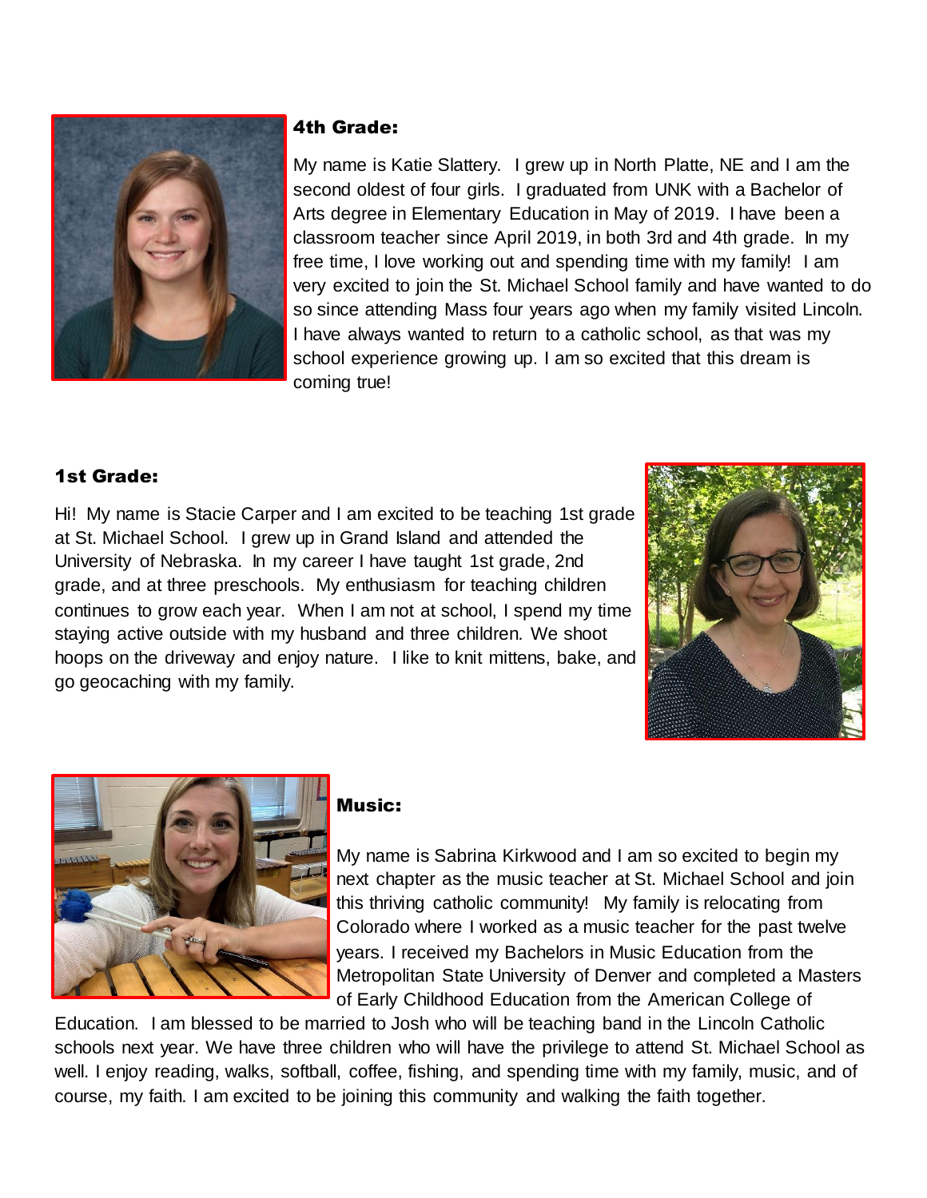### 4th Grade:

My name is Katie Slattery. I grew up in North Platte, NE and I am the second oldest of four girls. I graduated from UNK with a Bachelor of Arts degree in Elementary Education in May of 2019. I have been a classroom teacher since April 2019, in both 3rd and 4th grade. In my free time, I love working out and spending time with my family! I am very excited to join the St. Michael School family and have wanted to do so since attending Mass four years ago when my family visited Lincoln. I have always wanted to return to a catholic school, as that was my school experience growing up. I am so excited that this dream is coming true!

### 1st Grade:

Hi! My name is Stacie Carper and I am excited to be teaching 1st grade at St. Michael School. I grew up in Grand Island and attended the University of Nebraska. In my career I have taught 1st grade, 2nd grade, and at three preschools. My enthusiasm for teaching children continues to grow each year. When I am not at school, I spend my time staying active outside with my husband and three children. We shoot hoops on the driveway and enjoy nature. I like to knit mittens, bake, and go geocaching with my family.

### Music:

My name is Sabrina Kirkwood and I am so excited to begin my next chapter as the music teacher at St. Michael School and join this thriving catholic community! My family is relocating from Colorado where I worked as a music teacher for the past twelve years. I received my Bachelors in Music Education from the Metropolitan State University of Denver and completed a Masters of Early Childhood Education from the American College of Education. I am blessed to be married to Josh who will be teaching band in the Lincoln Catholic schools next year. We have three children who will have the privilege to attend St. Michael School as well. I enjoy reading, walks, softball, coffee, fishing, and spending time with my family, music, and of course, my faith. I am excited to be joining this community and walking the faith together.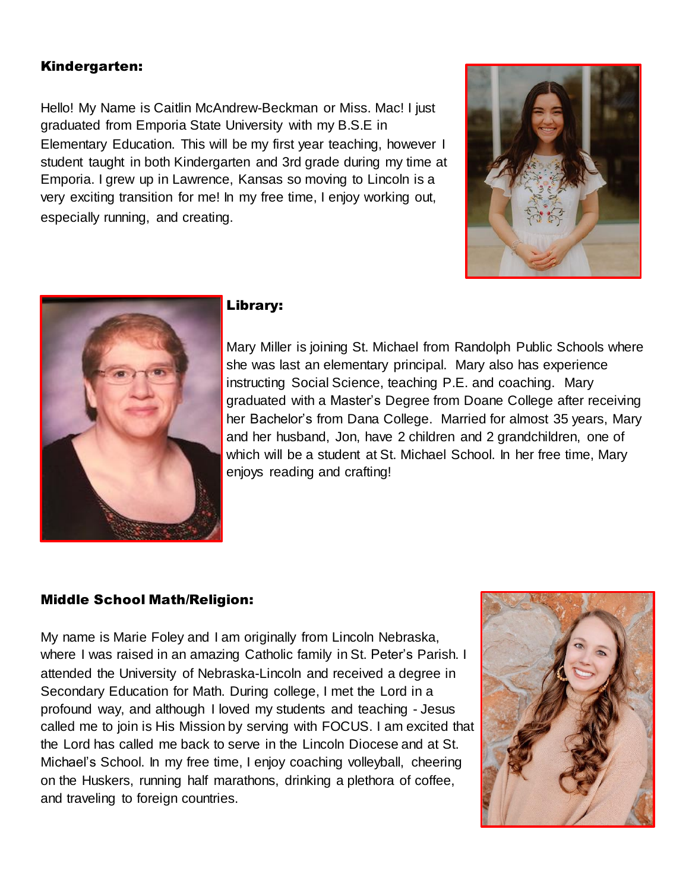**Kindergarten:**

Hello! My Name is Caitlin McAndrew-Beckman or Miss. Mac! I just graduated from Emporia State University with my B.S.E in Elementary Education. This will be my first year teaching, however I student taught in both Kindergarten and 3rd grade during my time at Emporia. I grew up in Lawrence, Kansas so moving to Lincoln is a very exciting transition for me! In my free time, I enjoy working out, especially running, and creating.

**Library:**

Mary Miller is joining St. Michael from Randolph Public Schools where she was last an elementary principal. Mary also has experience instructing Social Science, teaching P.E. and coaching. Mary graduated with a Master's Degree from Doane College after receiving her Bachelor's from Dana College. Married for almost 35 years, Mary and her husband, Jon, have 2 children and 2 grandchildren, one of which will be a student at St. Michael School. In her free time, Mary enjoys reading and crafting!

**Middle School Math/Religion:**

My name is Marie Foley and I am originally from Lincoln Nebraska, where I was raised in an amazing Catholic family in St. Peter's Parish. I attended the University of Nebraska-Lincoln and received a degree in Secondary Education for Math. During college, I met the Lord in a profound way, and although I loved my students and teaching - Jesus called me to join is His Mission by serving with FOCUS. I am excited that the Lord has called me back to serve in the Lincoln Diocese and at St. Michael's School. In my free time, I enjoy coaching volleyball, cheering on the Huskers, running half marathons, drinking a plethora of coffee, and traveling to foreign countries.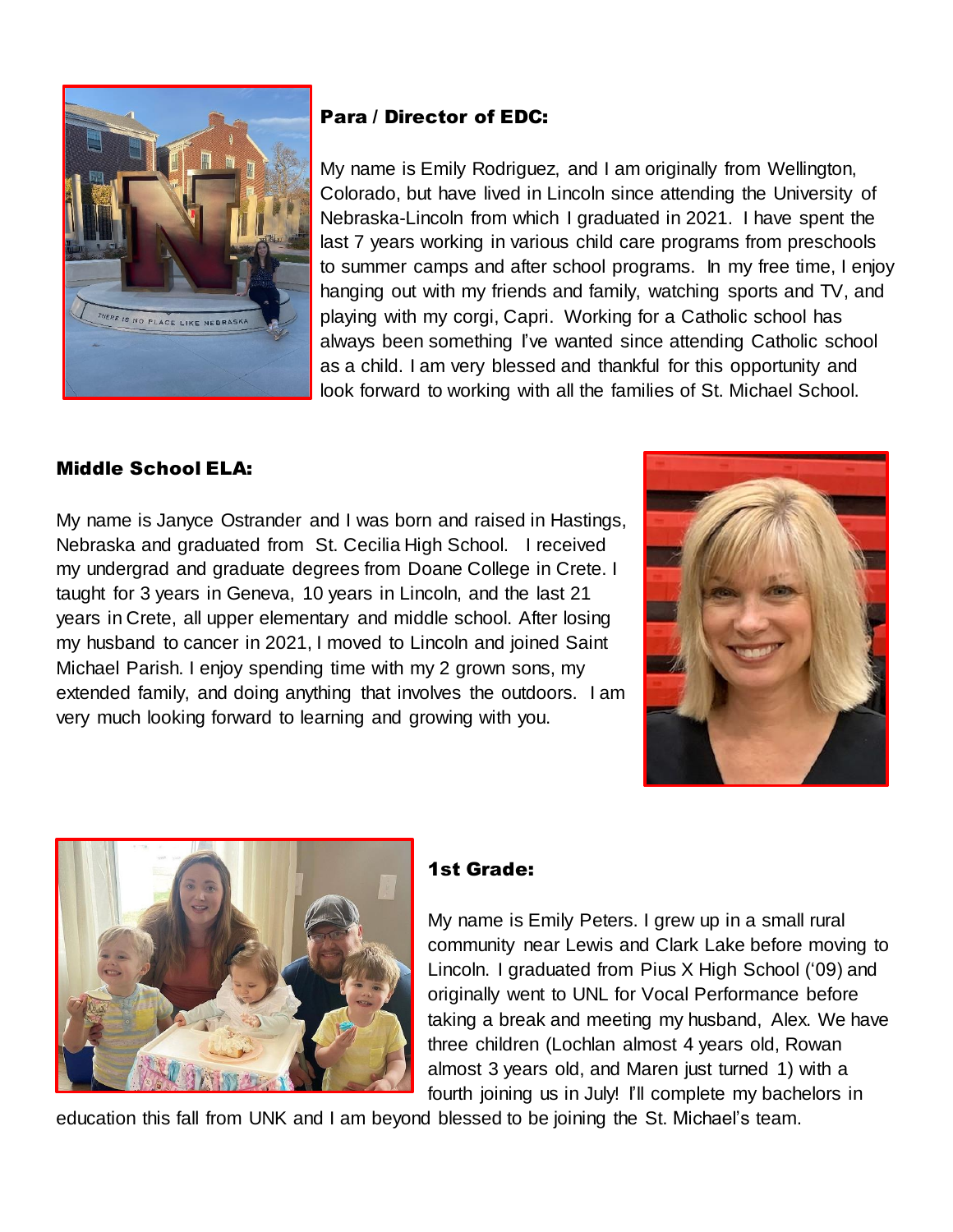### Para / Director of EDC:

My name is Emily Rodriguez, and I am originally from Wellington, Colorado, but have lived in Lincoln since attending the University of Nebraska-Lincoln from which I graduated in 2021. I have spent the last 7 years working in various child care programs from preschools to summer camps and after school programs. In my free time, I enjoy hanging out with my friends and family, watching sports and TV, and playing with my corgi, Capri. Working for a Catholic school has always been something I've wanted since attending Catholic school as a child. I am very blessed and thankful for this opportunity and look forward to working with all the families of St. Michael School.

### Middle School ELA:

My name is Janyce Ostrander and I was born and raised in Hastings, Nebraska and graduated from St. Cecilia High School. I received my undergrad and graduate degrees from Doane College in Crete. I taught for 3 years in Geneva, 10 years in Lincoln, and the last 21 years in Crete, all upper elementary and middle school. After losing my husband to cancer in 2021, I moved to Lincoln and joined Saint Michael Parish. I enjoy spending time with my 2 grown sons, my extended family, and doing anything that involves the outdoors. I am very much looking forward to learning and growing with you.

### 1st Grade:

My name is Emily Peters. I grew up in a small rural community near Lewis and Clark Lake before moving to Lincoln. I graduated from Pius X High School ('09) and originally went to UNL for Vocal Performance before taking a break and meeting my husband, Alex. We have three children (Lochlan almost 4 years old, Rowan almost 3 years old, and Maren just turned 1) with a fourth joining us in July! I'll complete my bachelors in education this fall from UNK and I am beyond blessed to be joining the St. Michael's team.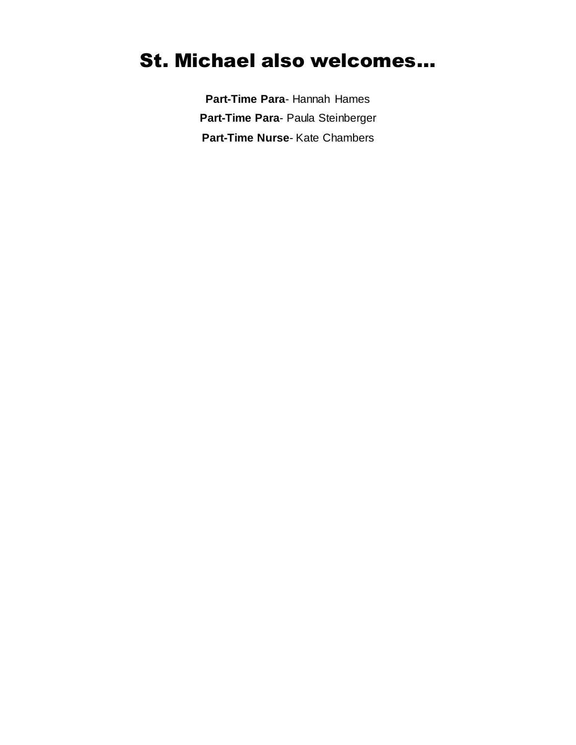# St. Michael also welcomes…

**Part-Time Para**- Hannah Hames

**Part-Time Para**- Paula Steinberger

**Part-Time Nurse**- Kate Chambers